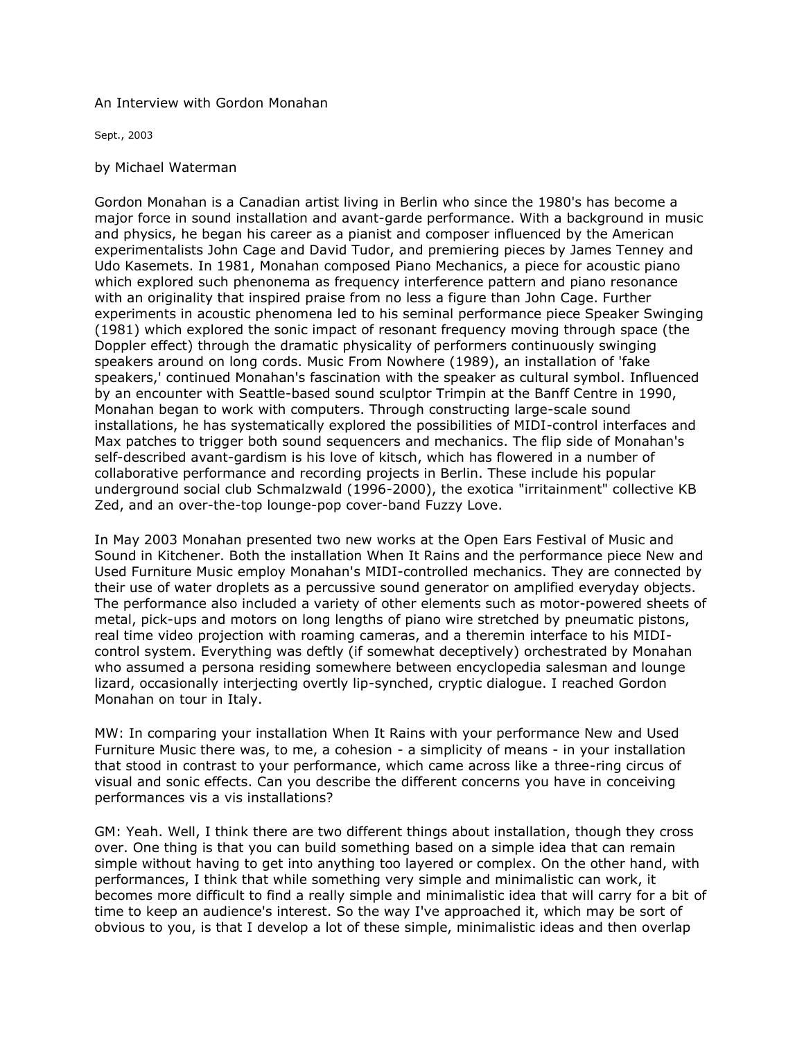# An Interview with Gordon Monahan

Sept., 2003

by Michael Waterman

Gordon Monahan is a Canadian artist living in Berlin who since the 1980's has become a major force in sound installation and avant-garde performance. With a background in music and physics, he began his career as a pianist and composer influenced by the American experimentalists John Cage and David Tudor, and premiering pieces by James Tenney and Udo Kasemets. In 1981, Monahan composed Piano Mechanics, a piece for acoustic piano which explored such phenonema as frequency interference pattern and piano resonance with an originality that inspired praise from no less a figure than John Cage. Further experiments in acoustic phenomena led to his seminal performance piece Speaker Swinging (1981) which explored the sonic impact of resonant frequency moving through space (the Doppler effect) through the dramatic physicality of performers continuously swinging speakers around on long cords. Music From Nowhere (1989), an installation of 'fake speakers,' continued Monahan's fascination with the speaker as cultural symbol. Influenced by an encounter with Seattle-based sound sculptor Trimpin at the Banff Centre in 1990, Monahan began to work with computers. Through constructing large-scale sound installations, he has systematically explored the possibilities of MIDI-control interfaces and Max patches to trigger both sound sequencers and mechanics. The flip side of Monahan's self-described avant-gardism is his love of kitsch, which has flowered in a number of collaborative performance and recording projects in Berlin. These include his popular underground social club Schmalzwald (1996-2000), the exotica "irritainment" collective KB Zed, and an over-the-top lounge-pop cover-band Fuzzy Love.

In May 2003 Monahan presented two new works at the Open Ears Festival of Music and Sound in Kitchener. Both the installation When It Rains and the performance piece New and Used Furniture Music employ Monahan's MIDI-controlled mechanics. They are connected by their use of water droplets as a percussive sound generator on amplified everyday objects. The performance also included a variety of other elements such as motor-powered sheets of metal, pick-ups and motors on long lengths of piano wire stretched by pneumatic pistons, real time video projection with roaming cameras, and a theremin interface to his MIDI-control system. Everything was deftly (if somewhat deceptively) orchestrated by Monahan who assumed a persona residing somewhere between encyclopedia salesman and lounge lizard, occasionally interjecting overtly lip-synched, cryptic dialogue. I reached Gordon Monahan on tour in Italy.

MW: In comparing your installation When It Rains with your performance New and Used Furniture Music there was, to me, a cohesion - a simplicity of means - in your installation that stood in contrast to your performance, which came across like a three-ring circus of visual and sonic effects. Can you describe the different concerns you have in conceiving performances vis a vis installations?

GM: Yeah. Well, I think there are two different things about installation, though they cross over. One thing is that you can build something based on a simple idea that can remain simple without having to get into anything too layered or complex. On the other hand, with performances, I think that while something very simple and minimalistic can work, it becomes more difficult to find a really simple and minimalistic idea that will carry for a bit of time to keep an audience's interest. So the way I've approached it, which may be sort of obvious to you, is that I develop a lot of these simple, minimalistic ideas and then overlap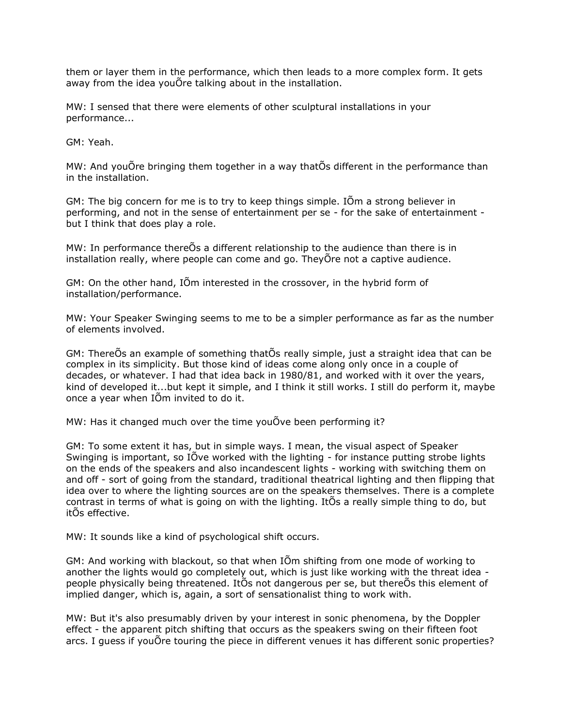them or layer them in the performance, which then leads to a more complex form. It gets away from the idea youÕre talking about in the installation.

MW: I sensed that there were elements of other sculptural installations in your performance...

GM: Yeah.

MW: And youÕre bringing them together in a way thatÕs different in the performance than in the installation.

GM: The big concern for me is to try to keep things simple. IÕm a strong believer in performing, and not in the sense of entertainment per se - for the sake of entertainment - but I think that does play a role.

MW: In performance thereÕs a different relationship to the audience than there is in installation really, where people can come and go. TheyÕre not a captive audience.

GM: On the other hand, IÕm interested in the crossover, in the hybrid form of installation/performance.

MW: Your Speaker Swinging seems to me to be a simpler performance as far as the number of elements involved.

GM: ThereÕs an example of something thatÕs really simple, just a straight idea that can be complex in its simplicity. But those kind of ideas come along only once in a couple of decades, or whatever. I had that idea back in 1980/81, and worked with it over the years, kind of developed it...but kept it simple, and I think it still works. I still do perform it, maybe once a year when IÕm invited to do it.

MW: Has it changed much over the time youÕve been performing it?

GM: To some extent it has, but in simple ways. I mean, the visual aspect of Speaker Swinging is important, so IÕve worked with the lighting - for instance putting strobe lights on the ends of the speakers and also incandescent lights - working with switching them on and off - sort of going from the standard, traditional theatrical lighting and then flipping that idea over to where the lighting sources are on the speakers themselves. There is a complete contrast in terms of what is going on with the lighting. ItÕs a really simple thing to do, but itÕs effective.

MW: It sounds like a kind of psychological shift occurs.

GM: And working with blackout, so that when IÕm shifting from one mode of working to another the lights would go completely out, which is just like working with the threat idea - people physically being threatened. ItÕs not dangerous per se, but thereÕs this element of implied danger, which is, again, a sort of sensationalist thing to work with.

MW: But it's also presumably driven by your interest in sonic phenomena, by the Doppler effect - the apparent pitch shifting that occurs as the speakers swing on their fifteen foot arcs. I guess if youÕre touring the piece in different venues it has different sonic properties?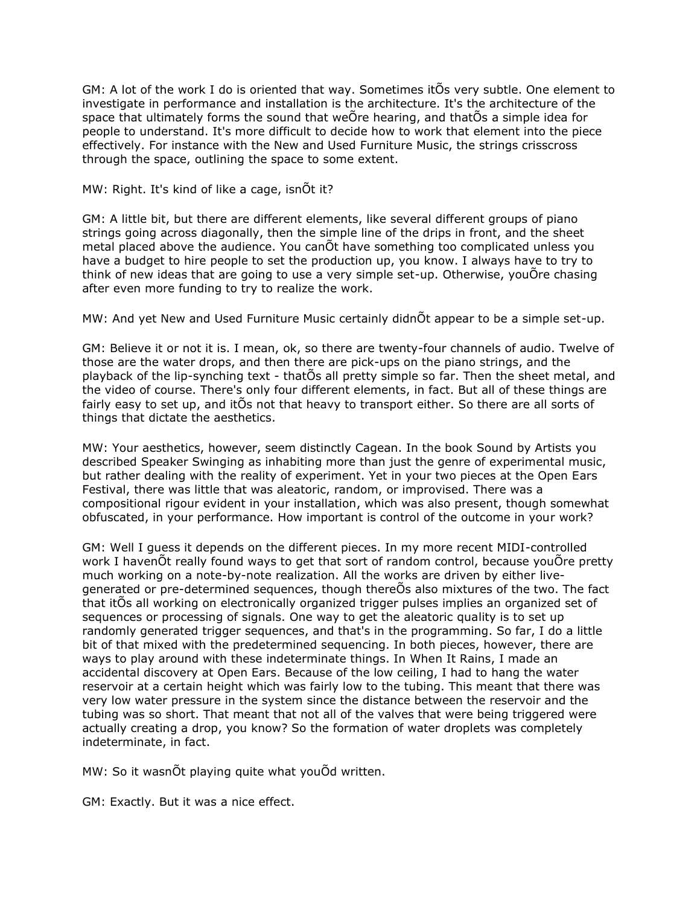GM: A lot of the work I do is oriented that way. Sometimes itÕs very subtle. One element to investigate in performance and installation is the architecture. It's the architecture of the space that ultimately forms the sound that weÕre hearing, and thatÕs a simple idea for people to understand. It's more difficult to decide how to work that element into the piece effectively. For instance with the New and Used Furniture Music, the strings crisscross through the space, outlining the space to some extent.

MW: Right. It's kind of like a cage, isnÕt it?

GM: A little bit, but there are different elements, like several different groups of piano strings going across diagonally, then the simple line of the drips in front, and the sheet metal placed above the audience. You canÕt have something too complicated unless you have a budget to hire people to set the production up, you know. I always have to try to think of new ideas that are going to use a very simple set-up. Otherwise, youÕre chasing after even more funding to try to realize the work.

MW: And yet New and Used Furniture Music certainly didnÕt appear to be a simple set-up.

GM: Believe it or not it is. I mean, ok, so there are twenty-four channels of audio. Twelve of those are the water drops, and then there are pick-ups on the piano strings, and the playback of the lip-synching text - thatÕs all pretty simple so far. Then the sheet metal, and the video of course. There's only four different elements, in fact. But all of these things are fairly easy to set up, and itÕs not that heavy to transport either. So there are all sorts of things that dictate the aesthetics.

MW: Your aesthetics, however, seem distinctly Cagean. In the book Sound by Artists you described Speaker Swinging as inhabiting more than just the genre of experimental music, but rather dealing with the reality of experiment. Yet in your two pieces at the Open Ears Festival, there was little that was aleatoric, random, or improvised. There was a compositional rigour evident in your installation, which was also present, though somewhat obfuscated, in your performance. How important is control of the outcome in your work?

GM: Well I guess it depends on the different pieces. In my more recent MIDI-controlled work I havenÕt really found ways to get that sort of random control, because youÕre pretty much working on a note-by-note realization. All the works are driven by either live-generated or pre-determined sequences, though thereÕs also mixtures of the two. The fact that itÕs all working on electronically organized trigger pulses implies an organized set of sequences or processing of signals. One way to get the aleatoric quality is to set up randomly generated trigger sequences, and that's in the programming. So far, I do a little bit of that mixed with the predetermined sequencing. In both pieces, however, there are ways to play around with these indeterminate things. In When It Rains, I made an accidental discovery at Open Ears. Because of the low ceiling, I had to hang the water reservoir at a certain height which was fairly low to the tubing. This meant that there was very low water pressure in the system since the distance between the reservoir and the tubing was so short. That meant that not all of the valves that were being triggered were actually creating a drop, you know? So the formation of water droplets was completely indeterminate, in fact.

MW: So it wasnÕt playing quite what youÕd written.

GM: Exactly. But it was a nice effect.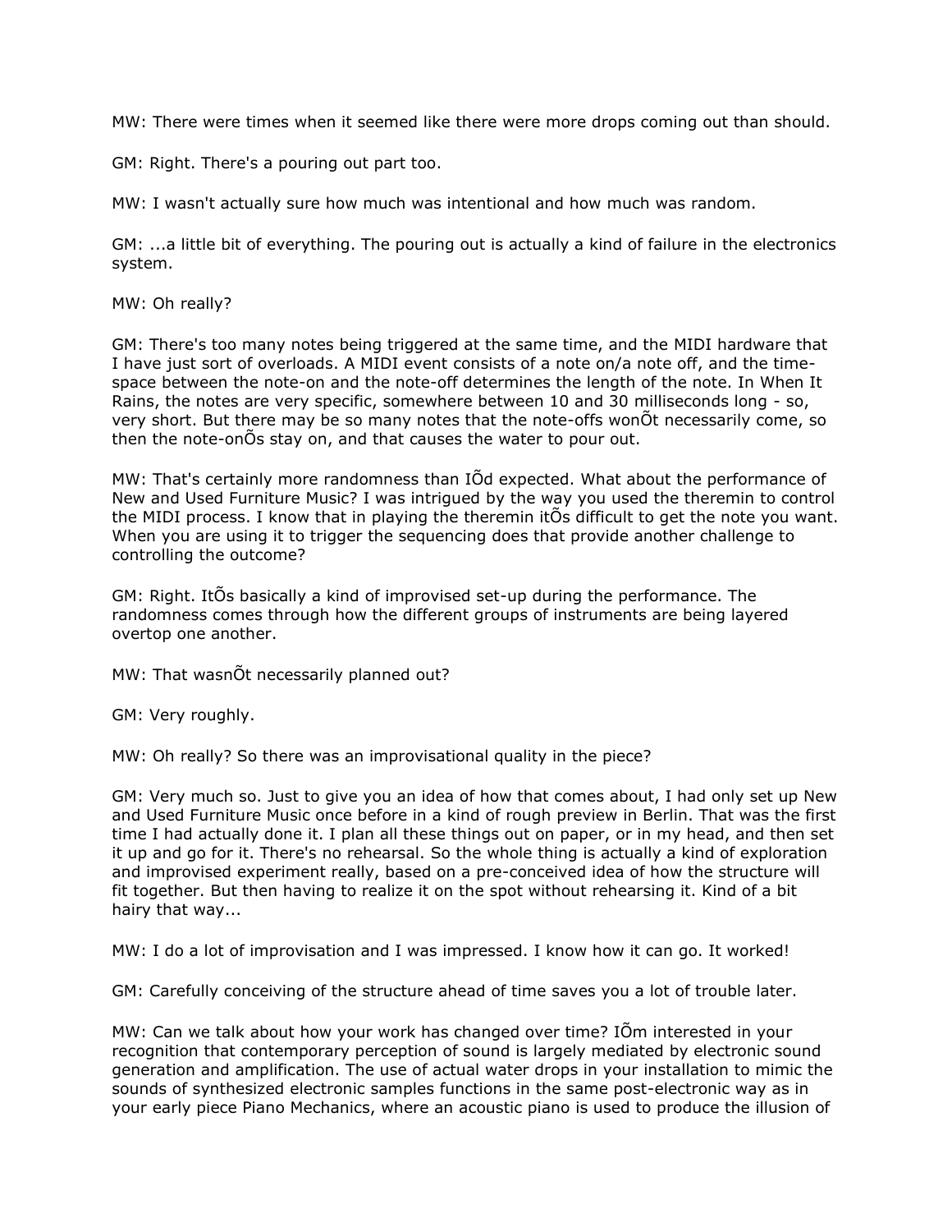MW: There were times when it seemed like there were more drops coming out than should.

GM: Right. There's a pouring out part too.

MW: I wasn't actually sure how much was intentional and how much was random.

GM: ...a little bit of everything. The pouring out is actually a kind of failure in the electronics system.

MW: Oh really?

GM: There's too many notes being triggered at the same time, and the MIDI hardware that I have just sort of overloads. A MIDI event consists of a note on/a note off, and the time-space between the note-on and the note-off determines the length of the note. In When It Rains, the notes are very specific, somewhere between 10 and 30 milliseconds long - so, very short. But there may be so many notes that the note-offs wonÕt necessarily come, so then the note-onÕs stay on, and that causes the water to pour out.

MW: That's certainly more randomness than IÕd expected. What about the performance of New and Used Furniture Music? I was intrigued by the way you used the theremin to control the MIDI process. I know that in playing the theremin itÕs difficult to get the note you want. When you are using it to trigger the sequencing does that provide another challenge to controlling the outcome?

GM: Right. ItÕs basically a kind of improvised set-up during the performance. The randomness comes through how the different groups of instruments are being layered overtop one another.

MW: That wasnÕt necessarily planned out?

GM: Very roughly.

MW: Oh really? So there was an improvisational quality in the piece?

GM: Very much so. Just to give you an idea of how that comes about, I had only set up New and Used Furniture Music once before in a kind of rough preview in Berlin. That was the first time I had actually done it. I plan all these things out on paper, or in my head, and then set it up and go for it. There's no rehearsal. So the whole thing is actually a kind of exploration and improvised experiment really, based on a pre-conceived idea of how the structure will fit together. But then having to realize it on the spot without rehearsing it. Kind of a bit hairy that way...

MW: I do a lot of improvisation and I was impressed. I know how it can go. It worked!

GM: Carefully conceiving of the structure ahead of time saves you a lot of trouble later.

MW: Can we talk about how your work has changed over time? IÕm interested in your recognition that contemporary perception of sound is largely mediated by electronic sound generation and amplification. The use of actual water drops in your installation to mimic the sounds of synthesized electronic samples functions in the same post-electronic way as in your early piece Piano Mechanics, where an acoustic piano is used to produce the illusion of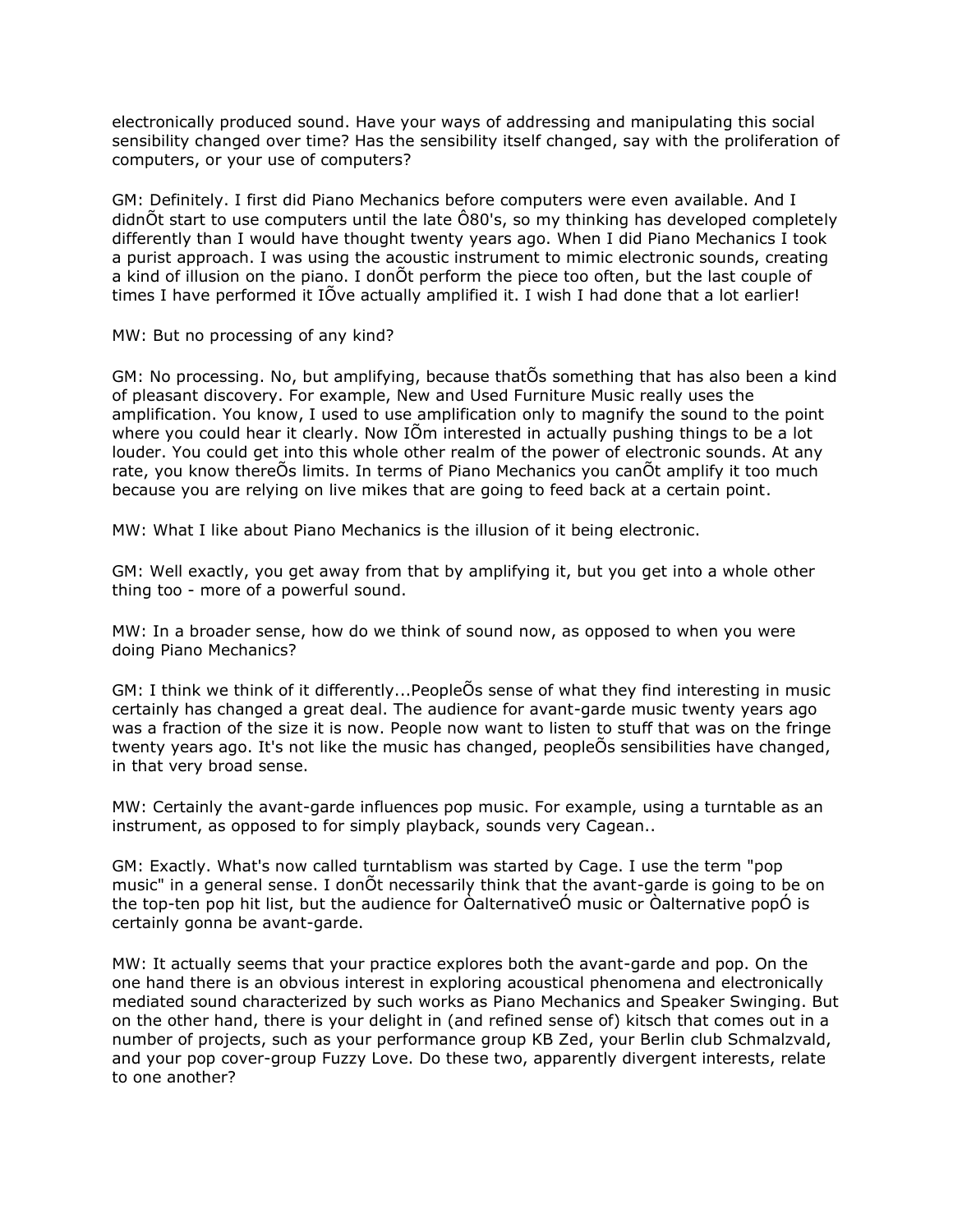electronically produced sound. Have your ways of addressing and manipulating this social sensibility changed over time? Has the sensibility itself changed, say with the proliferation of computers, or your use of computers?

GM: Definitely. I first did Piano Mechanics before computers were even available. And I didnÕt start to use computers until the late Ô80's, so my thinking has developed completely differently than I would have thought twenty years ago. When I did Piano Mechanics I took a purist approach. I was using the acoustic instrument to mimic electronic sounds, creating a kind of illusion on the piano. I donÕt perform the piece too often, but the last couple of times I have performed it IÕve actually amplified it. I wish I had done that a lot earlier!

MW: But no processing of any kind?

GM: No processing. No, but amplifying, because thatÕs something that has also been a kind of pleasant discovery. For example, New and Used Furniture Music really uses the amplification. You know, I used to use amplification only to magnify the sound to the point where you could hear it clearly. Now IÕm interested in actually pushing things to be a lot louder. You could get into this whole other realm of the power of electronic sounds. At any rate, you know thereÕs limits. In terms of Piano Mechanics you canÕt amplify it too much because you are relying on live mikes that are going to feed back at a certain point.

MW: What I like about Piano Mechanics is the illusion of it being electronic.

GM: Well exactly, you get away from that by amplifying it, but you get into a whole other thing too - more of a powerful sound.

MW: In a broader sense, how do we think of sound now, as opposed to when you were doing Piano Mechanics?

GM: I think we think of it differently...PeopleÕs sense of what they find interesting in music certainly has changed a great deal. The audience for avant-garde music twenty years ago was a fraction of the size it is now. People now want to listen to stuff that was on the fringe twenty years ago. It's not like the music has changed, peopleÕs sensibilities have changed, in that very broad sense.

MW: Certainly the avant-garde influences pop music. For example, using a turntable as an instrument, as opposed to for simply playback, sounds very Cagean..

GM: Exactly. What's now called turntablism was started by Cage. I use the term "pop music" in a general sense. I donÕt necessarily think that the avant-garde is going to be on the top-ten pop hit list, but the audience for ÒalternativeÓ music or Òalternative popÓ is certainly gonna be avant-garde.

MW: It actually seems that your practice explores both the avant-garde and pop. On the one hand there is an obvious interest in exploring acoustical phenomena and electronically mediated sound characterized by such works as Piano Mechanics and Speaker Swinging. But on the other hand, there is your delight in (and refined sense of) kitsch that comes out in a number of projects, such as your performance group KB Zed, your Berlin club Schmalzvald, and your pop cover-group Fuzzy Love. Do these two, apparently divergent interests, relate to one another?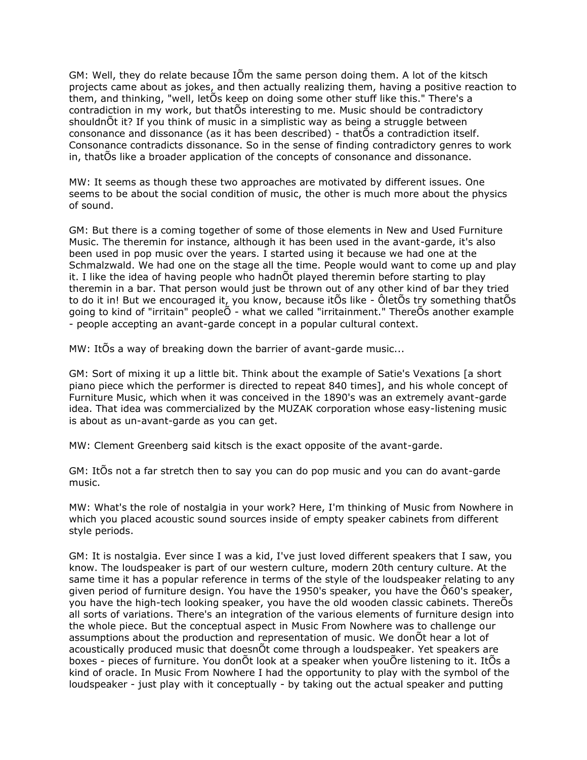GM: Well, they do relate because IÕm the same person doing them. A lot of the kitsch projects came about as jokes, and then actually realizing them, having a positive reaction to them, and thinking, "well, letÕs keep on doing some other stuff like this." There's a contradiction in my work, but thatÕs interesting to me. Music should be contradictory shouldnÕt it? If you think of music in a simplistic way as being a struggle between consonance and dissonance (as it has been described) - thatÕs a contradiction itself. Consonance contradicts dissonance. So in the sense of finding contradictory genres to work in, thatÕs like a broader application of the concepts of consonance and dissonance.

MW: It seems as though these two approaches are motivated by different issues. One seems to be about the social condition of music, the other is much more about the physics of sound.

GM: But there is a coming together of some of those elements in New and Used Furniture Music. The theremin for instance, although it has been used in the avant-garde, it's also been used in pop music over the years. I started using it because we had one at the Schmalzwald. We had one on the stage all the time. People would want to come up and play it. I like the idea of having people who hadnÕt played theremin before starting to play theremin in a bar. That person would just be thrown out of any other kind of bar they tried to do it in! But we encouraged it, you know, because itÕs like - ÔletÕs try something thatÕs going to kind of "irritain" peopleÕ - what we called "irritainment." ThereÕs another example - people accepting an avant-garde concept in a popular cultural context.

MW: ItÕs a way of breaking down the barrier of avant-garde music...

GM: Sort of mixing it up a little bit. Think about the example of Satie's Vexations [a short piano piece which the performer is directed to repeat 840 times], and his whole concept of Furniture Music, which when it was conceived in the 1890's was an extremely avant-garde idea. That idea was commercialized by the MUZAK corporation whose easy-listening music is about as un-avant-garde as you can get.

MW: Clement Greenberg said kitsch is the exact opposite of the avant-garde.

GM: ItÕs not a far stretch then to say you can do pop music and you can do avant-garde music.

MW: What's the role of nostalgia in your work? Here, I'm thinking of Music from Nowhere in which you placed acoustic sound sources inside of empty speaker cabinets from different style periods.

GM: It is nostalgia. Ever since I was a kid, I've just loved different speakers that I saw, you know. The loudspeaker is part of our western culture, modern 20th century culture. At the same time it has a popular reference in terms of the style of the loudspeaker relating to any given period of furniture design. You have the 1950's speaker, you have the Ô60's speaker, you have the high-tech looking speaker, you have the old wooden classic cabinets. ThereÕs all sorts of variations. There's an integration of the various elements of furniture design into the whole piece. But the conceptual aspect in Music From Nowhere was to challenge our assumptions about the production and representation of music. We donÕt hear a lot of acoustically produced music that doesnÕt come through a loudspeaker. Yet speakers are boxes - pieces of furniture. You donÕt look at a speaker when youÕre listening to it. ItÕs a kind of oracle. In Music From Nowhere I had the opportunity to play with the symbol of the loudspeaker - just play with it conceptually - by taking out the actual speaker and putting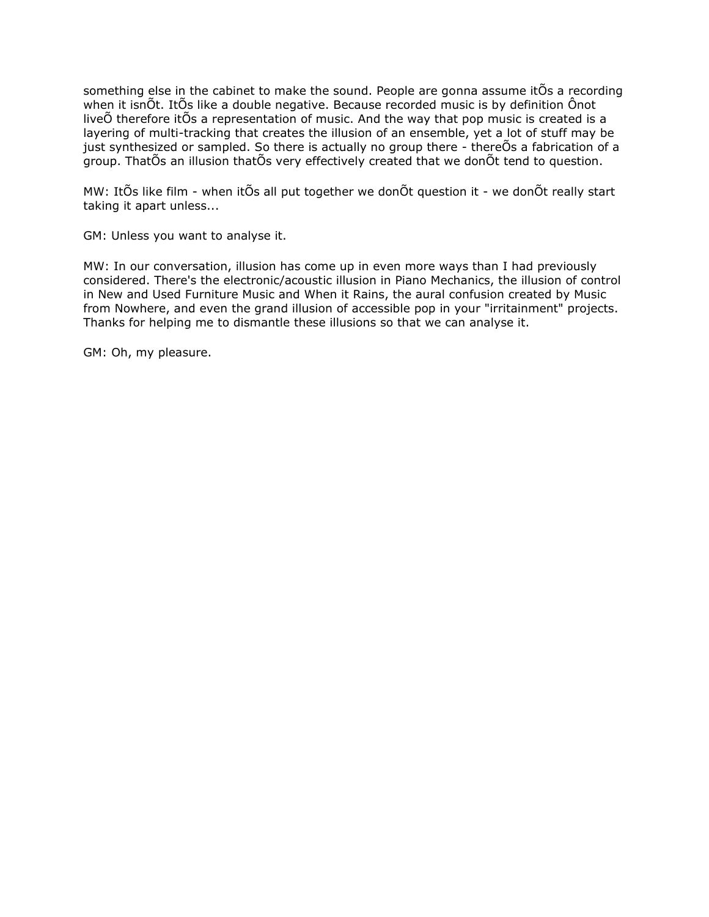something else in the cabinet to make the sound. People are gonna assume itÕs a recording when it isnÕt. ItÕs like a double negative. Because recorded music is by definition Ônot liveÕ therefore itÕs a representation of music. And the way that pop music is created is a layering of multi-tracking that creates the illusion of an ensemble, yet a lot of stuff may be just synthesized or sampled. So there is actually no group there - thereÕs a fabrication of a group. ThatÕs an illusion thatÕs very effectively created that we donÕt tend to question.

MW: ItÕs like film - when itÕs all put together we donÕt question it - we donÕt really start taking it apart unless...

GM: Unless you want to analyse it.

MW: In our conversation, illusion has come up in even more ways than I had previously considered. There's the electronic/acoustic illusion in Piano Mechanics, the illusion of control in New and Used Furniture Music and When it Rains, the aural confusion created by Music from Nowhere, and even the grand illusion of accessible pop in your "irritainment" projects. Thanks for helping me to dismantle these illusions so that we can analyse it.

GM: Oh, my pleasure.